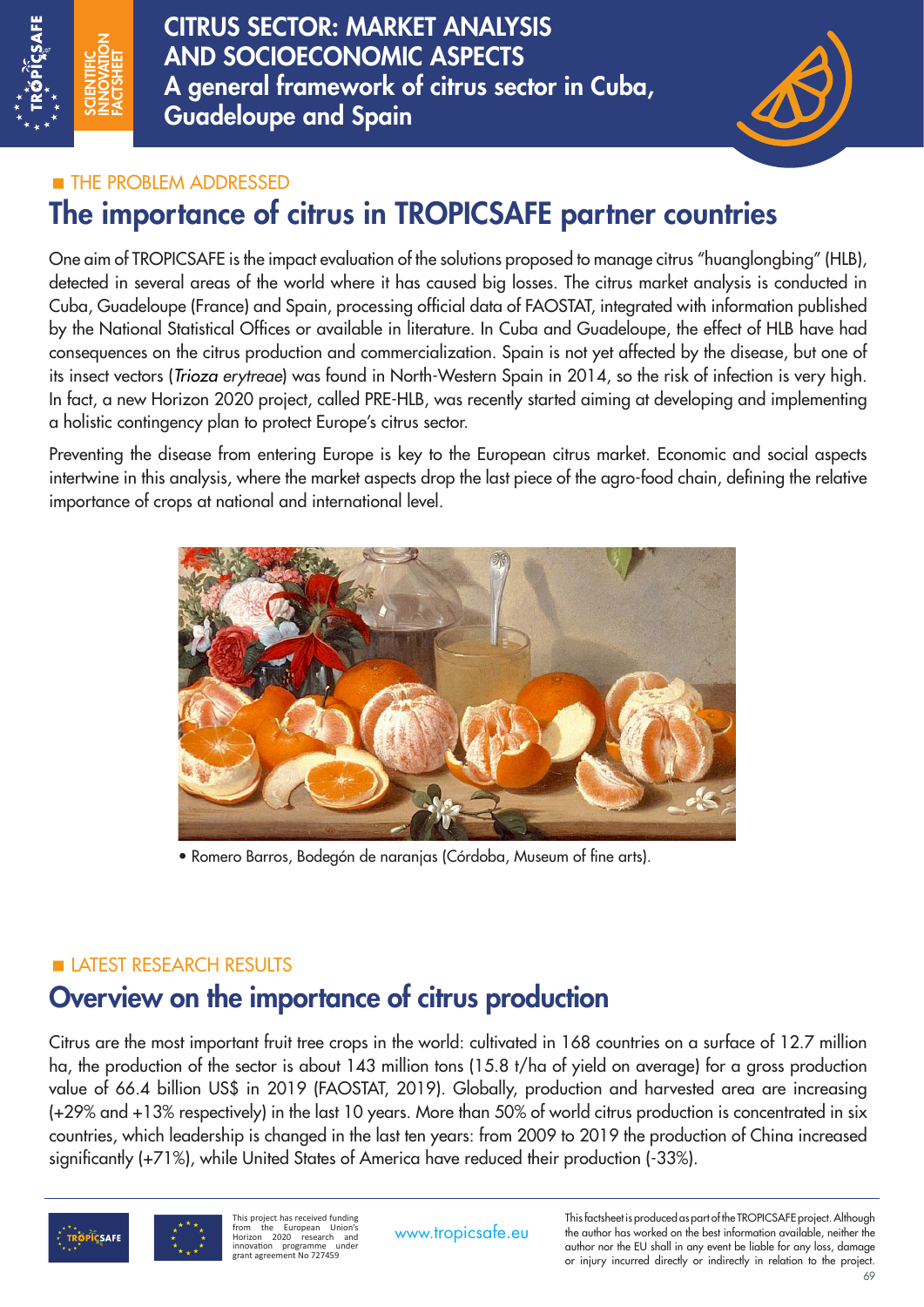# CITRUS SECTOR: MARKET ANALYSIS AND SOCIOECONOMIC ASPECTS

## A general framework of citrus sector in Cuba, Guadeloupe and Spain

SCIENTIFIC INNOVATION FACTSHEET

### THE PROBLEM ADDRESSED

## The importance of citrus in TROPICSAFE partner countries

One aim of TROPICSAFE is the impact evaluation of the solutions proposed to manage citrus "huanglongbing" (HLB), detected in several areas of the world where it has caused big losses. The citrus market analysis is conducted in Cuba, Guadeloupe (France) and Spain, processing official data of FAOSTAT, integrated with information published by the National Statistical Offices or available in literature. In Cuba and Guadeloupe, the effect of HLB have had consequences on the citrus production and commercialization. Spain is not yet affected by the disease, but one of its insect vectors (*Trioza erytreae*) was found in North-Western Spain in 2014, so the risk of infection is very high. In fact, a new Horizon 2020 project, called PRE-HLB, was recently started aiming at developing and implementing a holistic contingency plan to protect Europe's citrus sector.

Preventing the disease from entering Europe is key to the European citrus market. Economic and social aspects intertwine in this analysis, where the market aspects drop the last piece of the agro-food chain, defining the relative importance of crops at national and international level.

• Romero Barros, Bodegón de naranjas (Córdoba, Museum of fine arts).

### LATEST RESEARCH RESULTS

## Overview on the importance of citrus production

Citrus are the most important fruit tree crops in the world: cultivated in 168 countries on a surface of 12.7 million ha, the production of the sector is about 143 million tons (15.8 t/ha of yield on average) for a gross production value of 66.4 billion US$ in 2019 (FAOSTAT, 2019). Globally, production and harvested area are increasing (+29% and +13% respectively) in the last 10 years. More than 50% of world citrus production is concentrated in six countries, which leadership is changed in the last ten years: from 2009 to 2019 the production of China increased significantly (+71%), while United States of America have reduced their production (-33%).

This project has received funding from the European Union's Horizon 2020 research and innovation programme under grant agreement No 727459

www.tropicsafe.eu

This factsheet is produced as part of the TROPICSAFE project. Although the author has worked on the best information available, neither the author nor the EU shall in any event be liable for any loss, damage or injury incurred directly or indirectly in relation to the project.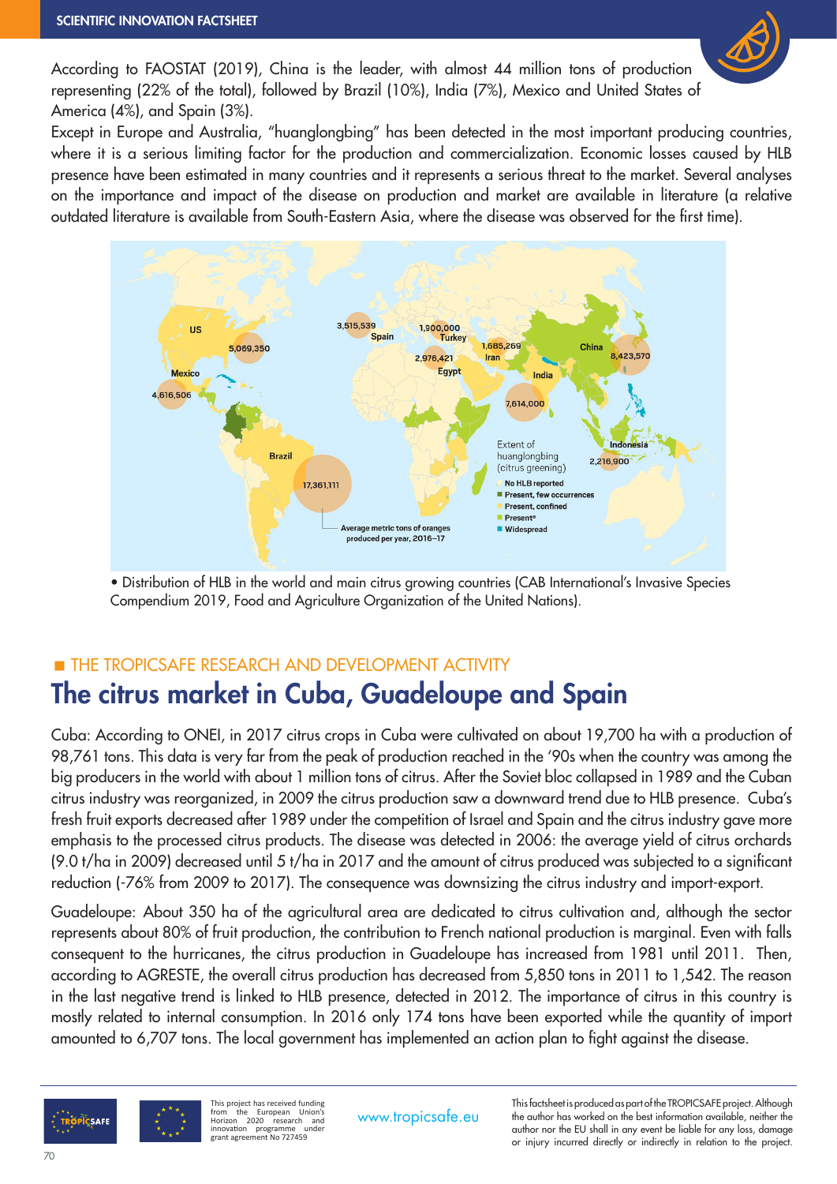According to FAOSTAT (2019), China is the leader, with almost 44 million tons of production representing (22% of the total), followed by Brazil (10%), India (7%), Mexico and United States of America (4%), and Spain (3%).

Except in Europe and Australia, "huanglongbing" has been detected in the most important producing countries, where it is a serious limiting factor for the production and commercialization. Economic losses caused by HLB presence have been estimated in many countries and it represents a serious threat to the market. Several analyses on the importance and impact of the disease on production and market are available in literature (a relative outdated literature is available from South-Eastern Asia, where the disease was observed for the first time).

• Distribution of HLB in the world and main citrus growing countries (CAB International's Invasive Species Compendium 2019, Food and Agriculture Organization of the United Nations).

■ THE TROPICSAFE RESEARCH AND DEVELOPMENT ACTIVITY

## The citrus market in Cuba, Guadeloupe and Spain

Cuba: According to ONEI, in 2017 citrus crops in Cuba were cultivated on about 19,700 ha with a production of 98,761 tons. This data is very far from the peak of production reached in the '90s when the country was among the big producers in the world with about 1 million tons of citrus. After the Soviet bloc collapsed in 1989 and the Cuban citrus industry was reorganized, in 2009 the citrus production saw a downward trend due to HLB presence. Cuba's fresh fruit exports decreased after 1989 under the competition of Israel and Spain and the citrus industry gave more emphasis to the processed citrus products. The disease was detected in 2006: the average yield of citrus orchards (9.0 t/ha in 2009) decreased until 5 t/ha in 2017 and the amount of citrus produced was subjected to a significant reduction (-76% from 2009 to 2017). The consequence was downsizing the citrus industry and import-export.

Guadeloupe: About 350 ha of the agricultural area are dedicated to citrus cultivation and, although the sector represents about 80% of fruit production, the contribution to French national production is marginal. Even with falls consequent to the hurricanes, the citrus production in Guadeloupe has increased from 1981 until 2011. Then, according to AGRESTE, the overall citrus production has decreased from 5,850 tons in 2011 to 1,542. The reason in the last negative trend is linked to HLB presence, detected in 2012. The importance of citrus in this country is mostly related to internal consumption. In 2016 only 174 tons have been exported while the quantity of import amounted to 6,707 tons. The local government has implemented an action plan to fight against the disease.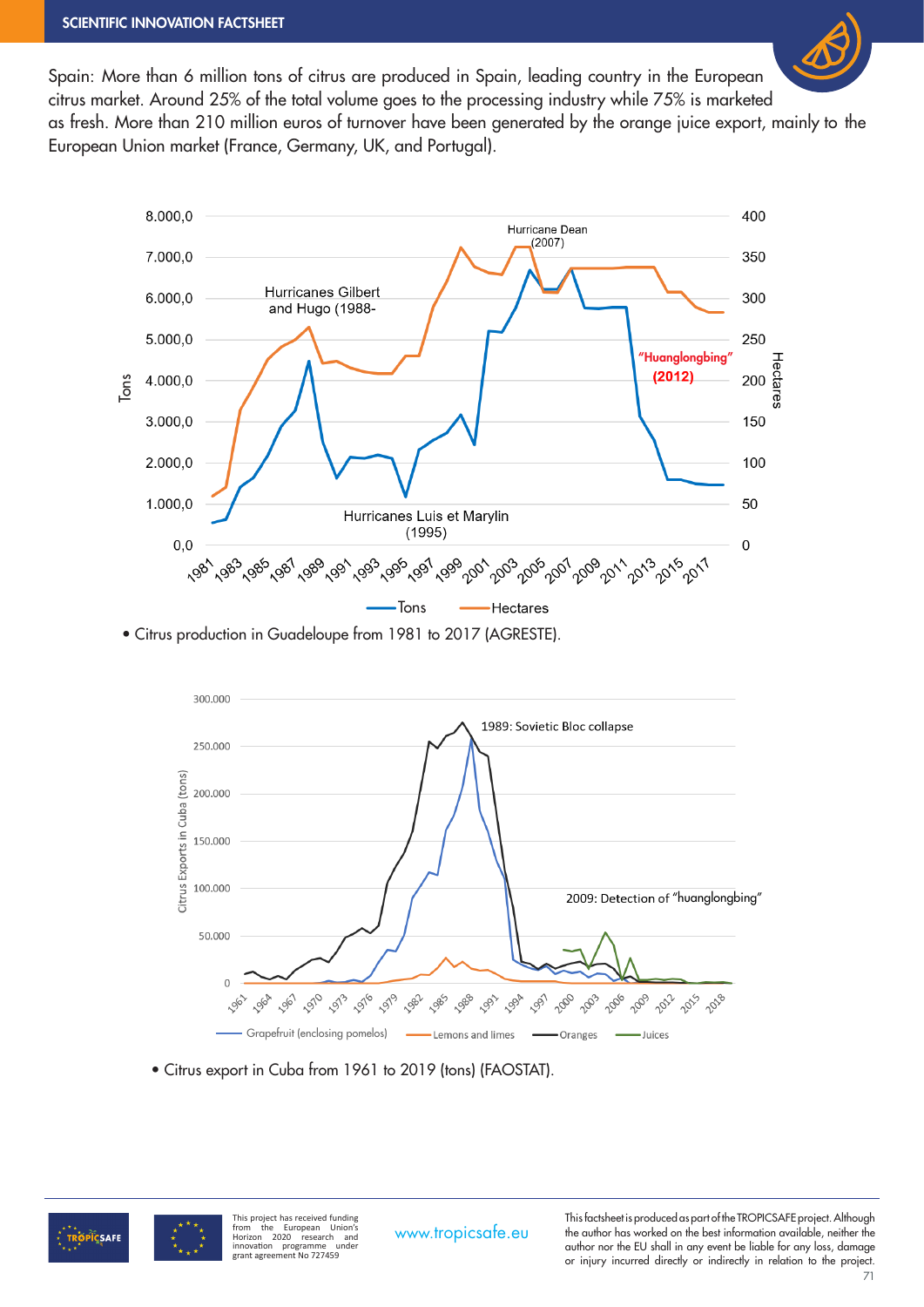Spain: More than 6 million tons of citrus are produced in Spain, leading country in the European citrus market. Around 25% of the total volume goes to the processing industry while 75% is marketed as fresh. More than 210 million euros of turnover have been generated by the orange juice export, mainly to the European Union market (France, Germany, UK, and Portugal).

- Citrus production in Guadeloupe from 1981 to 2017 (AGRESTE).

- Citrus export in Cuba from 1961 to 2019 (tons) (FAOSTAT).

This project has received funding from the European Union's Horizon 2020 research and innovation programme under grant agreement No 727459

www.tropicsafe.eu

This factsheet is produced as part of the TROPICSAFE project. Although the author has worked on the best information available, neither the author nor the EU shall in any event be liable for any loss, damage or injury incurred directly or indirectly in relation to the project.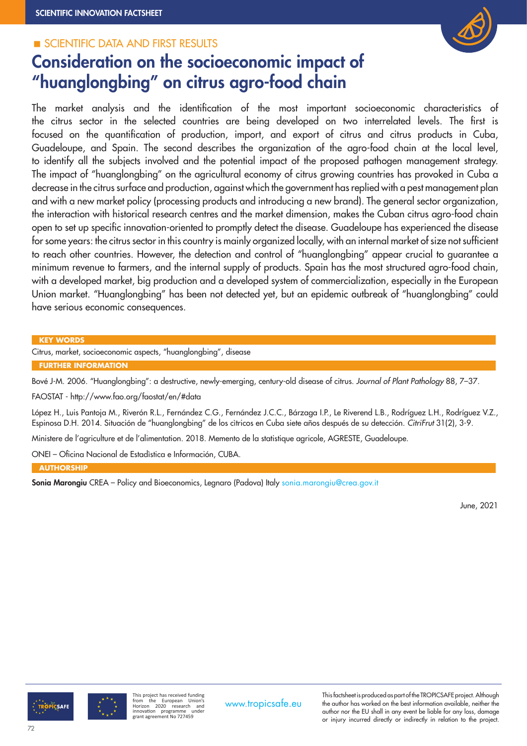■ SCIENTIFIC DATA AND FIRST RESULTS

# Consideration on the socioeconomic impact of "huanglongbing" on citrus agro-food chain

The market analysis and the identification of the most important socioeconomic characteristics of the citrus sector in the selected countries are being developed on two interrelated levels. The first is focused on the quantification of production, import, and export of citrus and citrus products in Cuba, Guadeloupe, and Spain. The second describes the organization of the agro-food chain at the local level, to identify all the subjects involved and the potential impact of the proposed pathogen management strategy. The impact of "huanglongbing" on the agricultural economy of citrus growing countries has provoked in Cuba a decrease in the citrus surface and production, against which the government has replied with a pest management plan and with a new market policy (processing products and introducing a new brand). The general sector organization, the interaction with historical research centres and the market dimension, makes the Cuban citrus agro-food chain open to set up specific innovation-oriented to promptly detect the disease. Guadeloupe has experienced the disease for some years: the citrus sector in this country is mainly organized locally, with an internal market of size not sufficient to reach other countries. However, the detection and control of "huanglongbing" appear crucial to guarantee a minimum revenue to farmers, and the internal supply of products. Spain has the most structured agro-food chain, with a developed market, big production and a developed system of commercialization, especially in the European Union market. "Huanglongbing" has been not detected yet, but an epidemic outbreak of "huanglongbing" could have serious economic consequences.

**KEY WORDS**

Citrus, market, socioeconomic aspects, "huanglongbing", disease

**FURTHER INFORMATION**

Bové J-M. 2006. "Huanglongbing": a destructive, newly-emerging, century-old disease of citrus. *Journal of Plant Pathology* 88, 7–37.

FAOSTAT - http://www.fao.org/faostat/en/#data

López H., Luis Pantoja M., Riverón R.L., Fernández C.G., Fernández J.C.C., Bárzaga I.P., Le Riverend L.B., Rodríguez L.H., Rodríguez V.Z., Espinosa D.H. 2014. Situación de "huanglongbing" de los cìtricos en Cuba siete años después de su detección. *CitriFrut* 31(2), 3-9.

Ministere de l'agriculture et de l'alimentation. 2018. Memento de la statistique agricole, AGRESTE, Guadeloupe.

ONEI – Oficina Nacional de Estadìstica e Información, CUBA.

**AUTHORSHIP**

**Sonia Marongiu** CREA – Policy and Bioeconomics, Legnaro (Padova) Italy sonia.marongiu@crea.gov.it

June, 2021

This project has received funding from the European Union's Horizon 2020 research and innovation programme under grant agreement No 727459

www.tropicsafe.eu

This factsheet is produced as part of the TROPICSAFE project. Although the author has worked on the best information available, neither the author nor the EU shall in any event be liable for any loss, damage or injury incurred directly or indirectly in relation to the project.